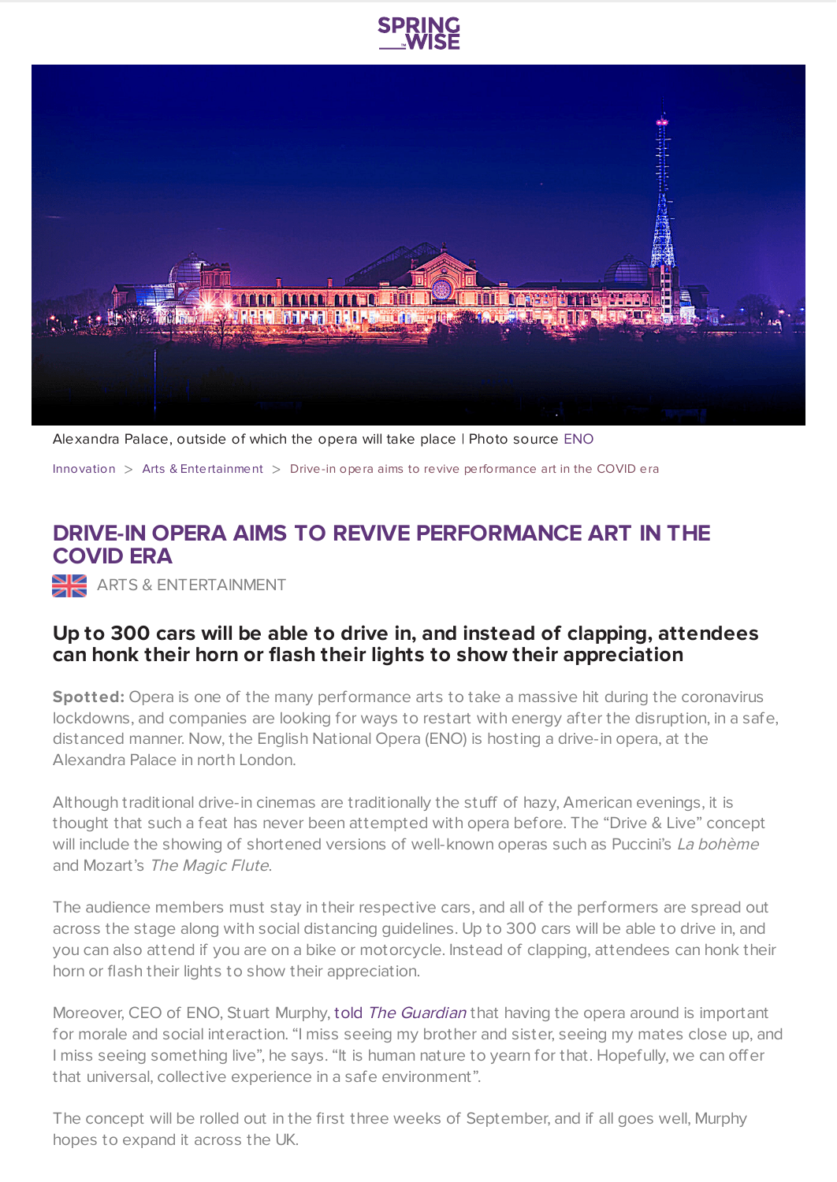Alexandra Palace, outside of which the opera will take place | Photo source ENO

Innovation > Arts & Entertainment > Drive-in opera aims to revive performance art in the COVID era

# DRIVE-IN OPERA AIMS TO REVIVE PERFORMANCE ART IN THE COVID ERA

ARTS & ENTERTAINMENT

## Up to 300 cars will be able to drive in, and instead of clapping, attendees can honk their horn or flash their lights to show their appreciation

**Spotted:** Opera is one of the many performance arts to take a massive hit during the coronavirus lockdowns, and companies are looking for ways to restart with energy after the disruption, in a safe, distanced manner. Now, the English National Opera (ENO) is hosting a drive-in opera, at the Alexandra Palace in north London.

Although traditional drive-in cinemas are traditionally the stuff of hazy, American evenings, it is thought that such a feat has never been attempted with opera before. The "Drive & Live" concept will include the showing of shortened versions of well-known operas such as Puccini's *La bohème* and Mozart's *The Magic Flute*.

The audience members must stay in their respective cars, and all of the performers are spread out across the stage along with social distancing guidelines. Up to 300 cars will be able to drive in, and you can also attend if you are on a bike or motorcycle. Instead of clapping, attendees can honk their horn or flash their lights to show their appreciation.

Moreover, CEO of ENO, Stuart Murphy, told *The Guardian* that having the opera around is important for morale and social interaction. "I miss seeing my brother and sister, seeing my mates close up, and I miss seeing something live", he says. "It is human nature to yearn for that. Hopefully, we can offer that universal, collective experience in a safe environment".

The concept will be rolled out in the first three weeks of September, and if all goes well, Murphy hopes to expand it across the UK.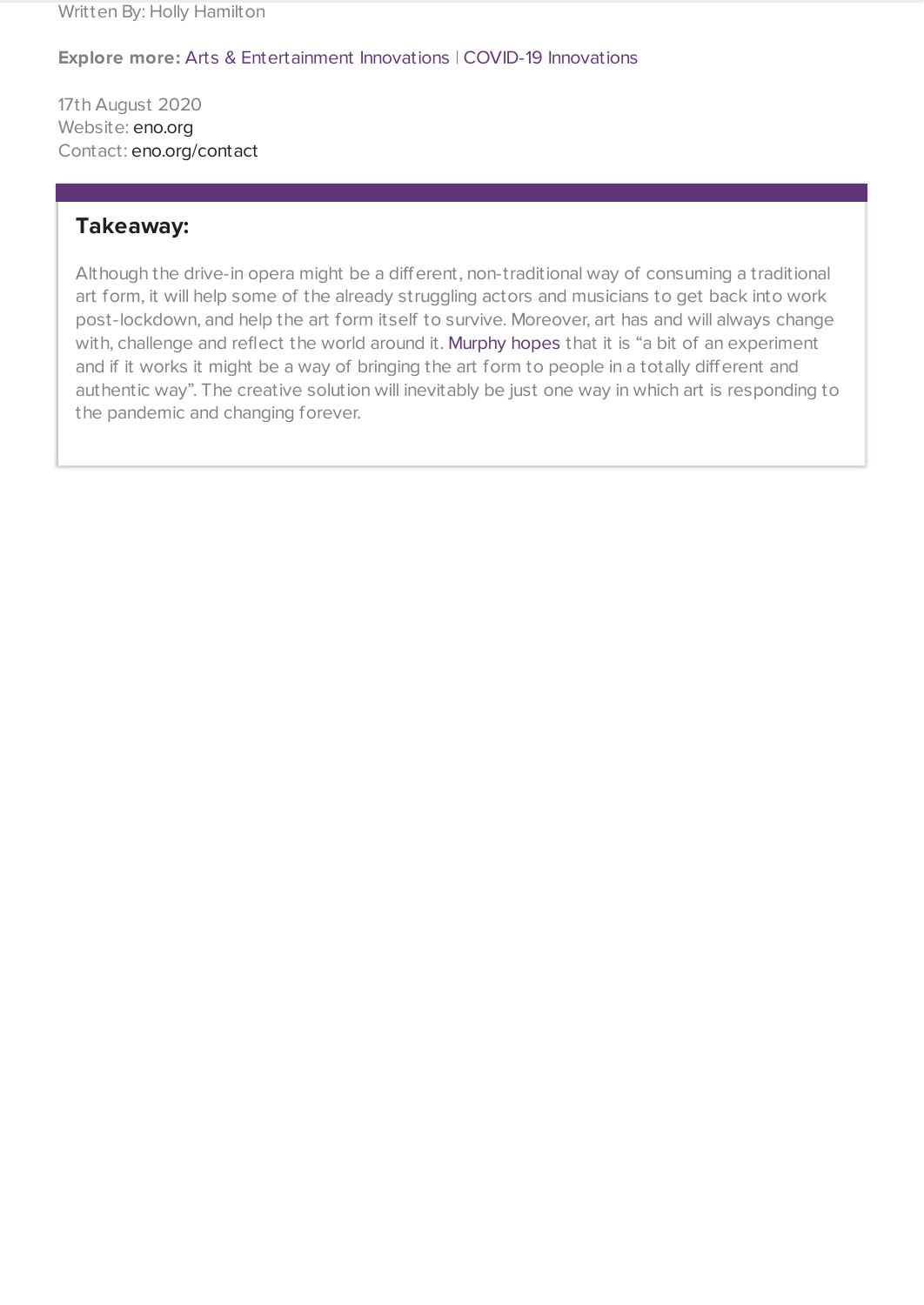Written By: Holly Hamilton

**Explore more:** Arts & Entertainment Innovations | COVID-19 Innovations

17th August 2020
Website: eno.org
Contact: eno.org/contact

### Takeaway:

Although the drive-in opera might be a different, non-traditional way of consuming a traditional art form, it will help some of the already struggling actors and musicians to get back into work post-lockdown, and help the art form itself to survive. Moreover, art has and will always change with, challenge and reflect the world around it. Murphy hopes that it is "a bit of an experiment and if it works it might be a way of bringing the art form to people in a totally different and authentic way". The creative solution will inevitably be just one way in which art is responding to the pandemic and changing forever.